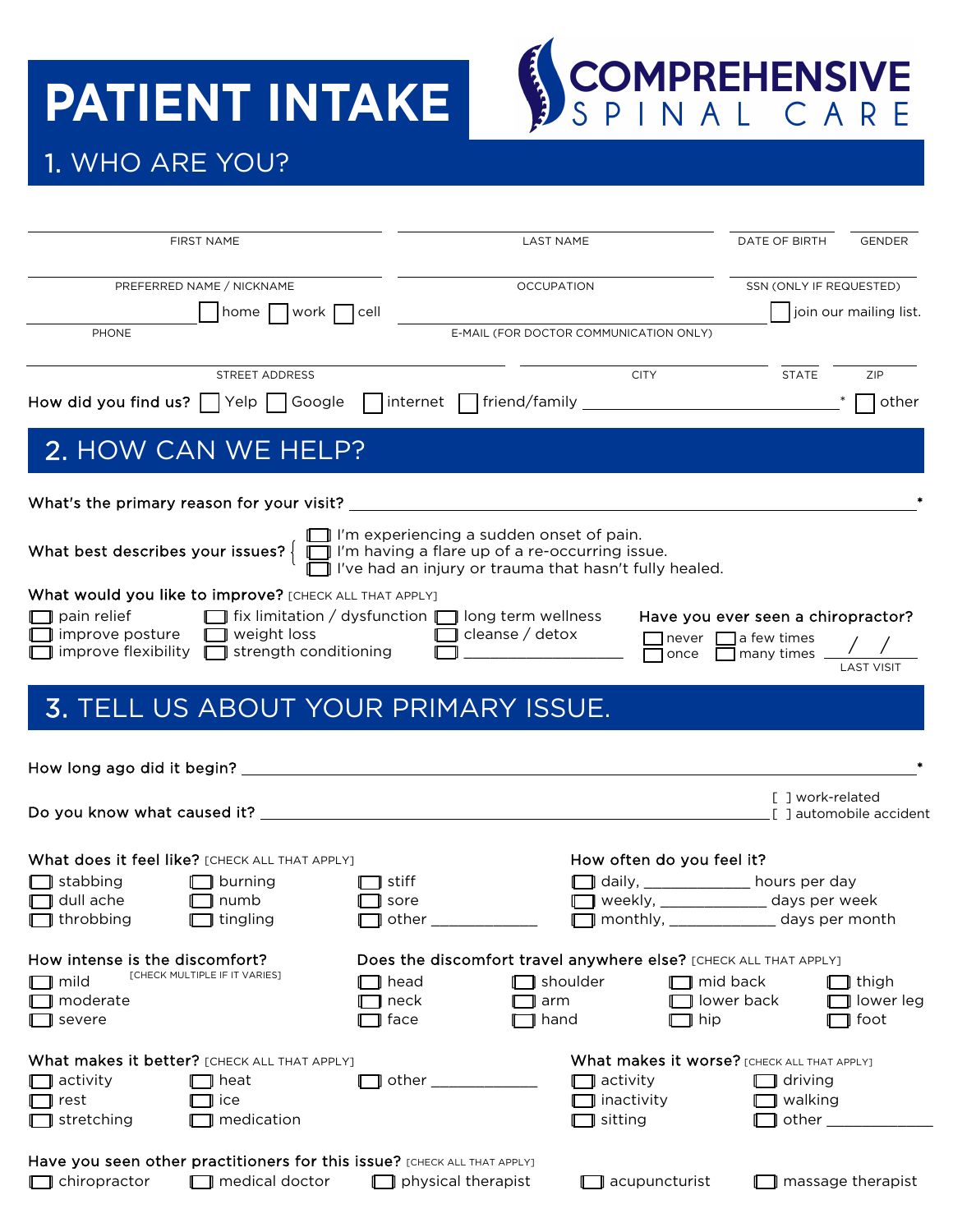# PATIENT INTAKE

COMPREHENSIVE SPINAL CARE

## 1. WHO ARE YOU?

FIRST NAME ______________________ LAST NAME ______________________ DATE OF BIRTH __________ GENDER __________

PREFERRED NAME / NICKNAME ______________________ OCCUPATION ______________________ SSN (ONLY IF REQUESTED) __________

PHONE ______________________ [ ] home [ ] work [ ] cell

E-MAIL (FOR DOCTOR COMMUNICATION ONLY) ______________________ [ ] join our mailing list.

STREET ADDRESS ______________________ CITY ______________________ STATE __________ ZIP __________

How did you find us? [ ] Yelp [ ] Google [ ] internet [ ] friend/family ______________________* [ ] other

## 2. HOW CAN WE HELP?

What's the primary reason for your visit? ______________________*

What best describes your issues?
- [ ] I'm experiencing a sudden onset of pain.
- [ ] I'm having a flare up of a re-occurring issue.
- [ ] I've had an injury or trauma that hasn't fully healed.

What would you like to improve? [CHECK ALL THAT APPLY]
- [ ] pain relief
- [ ] improve posture
- [ ] improve flexibility
- [ ] fix limitation / dysfunction
- [ ] weight loss
- [ ] strength conditioning
- [ ] long term wellness
- [ ] cleanse / detox
- [ ] ______________________

Have you ever seen a chiropractor?
- [ ] never
- [ ] once
- [ ] a few times
- [ ] many times

LAST VISIT ____ / ____ / ____

## 3. TELL US ABOUT YOUR PRIMARY ISSUE.

How long ago did it begin? ______________________*

Do you know what caused it? ______________________ [ ] work-related [ ] automobile accident

What does it feel like? [CHECK ALL THAT APPLY]
- [ ] stabbing
- [ ] dull ache
- [ ] throbbing
- [ ] burning
- [ ] numb
- [ ] tingling
- [ ] stiff
- [ ] sore
- [ ] other ____________

How often do you feel it?
- [ ] daily, ____________ hours per day
- [ ] weekly, ____________ days per week
- [ ] monthly, ____________ days per month

How intense is the discomfort? [CHECK MULTIPLE IF IT VARIES]
- [ ] mild
- [ ] moderate
- [ ] severe

Does the discomfort travel anywhere else? [CHECK ALL THAT APPLY]
- [ ] head
- [ ] neck
- [ ] face
- [ ] shoulder
- [ ] arm
- [ ] hand
- [ ] mid back
- [ ] lower back
- [ ] hip
- [ ] thigh
- [ ] lower leg
- [ ] foot

What makes it better? [CHECK ALL THAT APPLY]
- [ ] activity
- [ ] rest
- [ ] stretching
- [ ] heat
- [ ] ice
- [ ] medication
- [ ] other ____________

What makes it worse? [CHECK ALL THAT APPLY]
- [ ] activity
- [ ] inactivity
- [ ] sitting
- [ ] driving
- [ ] walking
- [ ] other ____________

Have you seen other practitioners for this issue? [CHECK ALL THAT APPLY]
- [ ] chiropractor
- [ ] medical doctor
- [ ] physical therapist
- [ ] acupuncturist
- [ ] massage therapist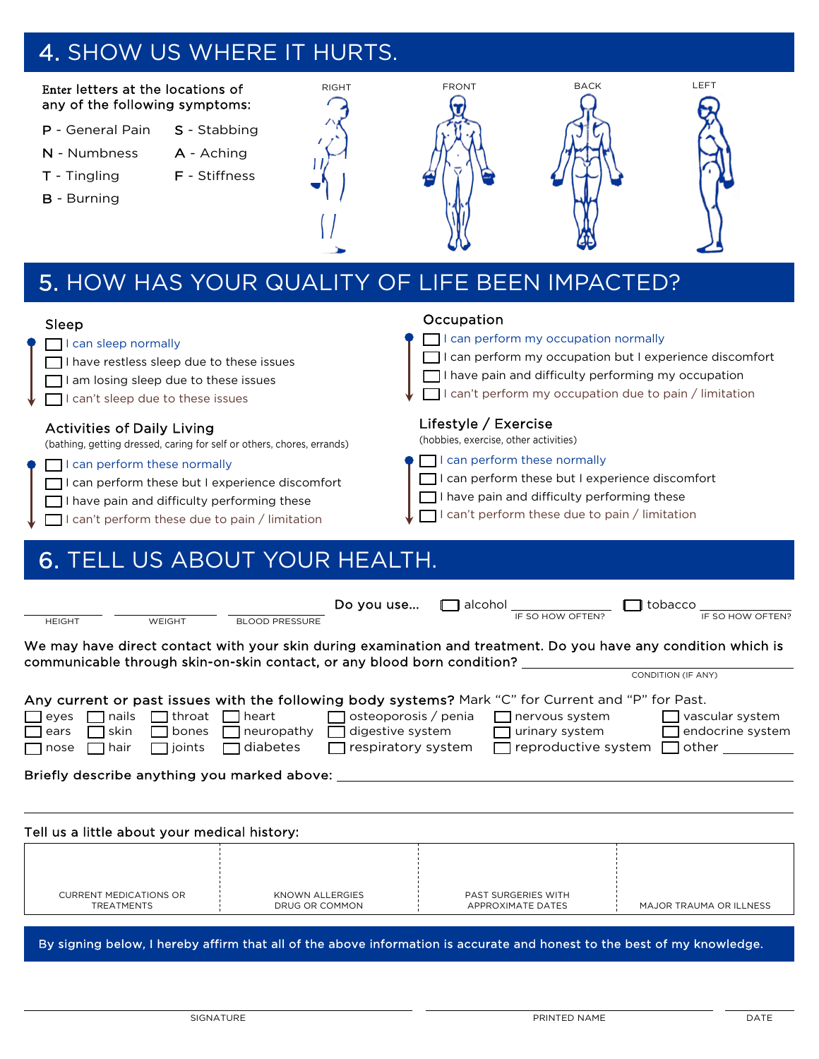## 4. SHOW US WHERE IT HURTS.

Enter letters at the locations of any of the following symptoms:

- P - General Pain
- N - Numbness
- T - Tingling
- B - Burning
- S - Stabbing
- A - Aching
- F - Stiffness

RIGHT FRONT BACK LEFT

## 5. HOW HAS YOUR QUALITY OF LIFE BEEN IMPACTED?

### Sleep

- ☐ I can sleep normally
- ☐ I have restless sleep due to these issues
- ☐ I am losing sleep due to these issues
- ☐ I can't sleep due to these issues

### Activities of Daily Living

(bathing, getting dressed, caring for self or others, chores, errands)

- ☐ I can perform these normally
- ☐ I can perform these but I experience discomfort
- ☐ I have pain and difficulty performing these
- ☐ I can't perform these due to pain / limitation

### Occupation

- ☐ I can perform my occupation normally
- ☐ I can perform my occupation but I experience discomfort
- ☐ I have pain and difficulty performing my occupation
- ☐ I can't perform my occupation due to pain / limitation

### Lifestyle / Exercise

(hobbies, exercise, other activities)

- ☐ I can perform these normally
- ☐ I can perform these but I experience discomfort
- ☐ I have pain and difficulty performing these
- ☐ I can't perform these due to pain / limitation

## 6. TELL US ABOUT YOUR HEALTH.

HEIGHT ______ WEIGHT ______ BLOOD PRESSURE ______

Do you use... ☐ alcohol ______ IF SO HOW OFTEN? ☐ tobacco ______ IF SO HOW OFTEN?

We may have direct contact with your skin during examination and treatment. Do you have any condition which is communicable through skin-on-skin contact, or any blood born condition? ______ CONDITION (IF ANY)

**Any current or past issues with the following body systems?** Mark "C" for Current and "P" for Past.

| | | | | | | |
|---|---|---|---|---|---|---|
| ☐ eyes | ☐ nails | ☐ throat | ☐ heart | ☐ osteoporosis / penia | ☐ nervous system | ☐ vascular system |
| ☐ ears | ☐ skin | ☐ bones | ☐ neuropathy | ☐ digestive system | ☐ urinary system | ☐ endocrine system |
| ☐ nose | ☐ hair | ☐ joints | ☐ diabetes | ☐ respiratory system | ☐ reproductive system | ☐ other ______ |

Briefly describe anything you marked above: ______

Tell us a little about your medical history:

| CURRENT MEDICATIONS OR TREATMENTS | KNOWN ALLERGIES DRUG OR COMMON | PAST SURGERIES WITH APPROXIMATE DATES | MAJOR TRAUMA OR ILLNESS |
|---|---|---|---|
| | | | |

By signing below, I hereby affirm that all of the above information is accurate and honest to the best of my knowledge.

SIGNATURE ______ PRINTED NAME ______ DATE ______